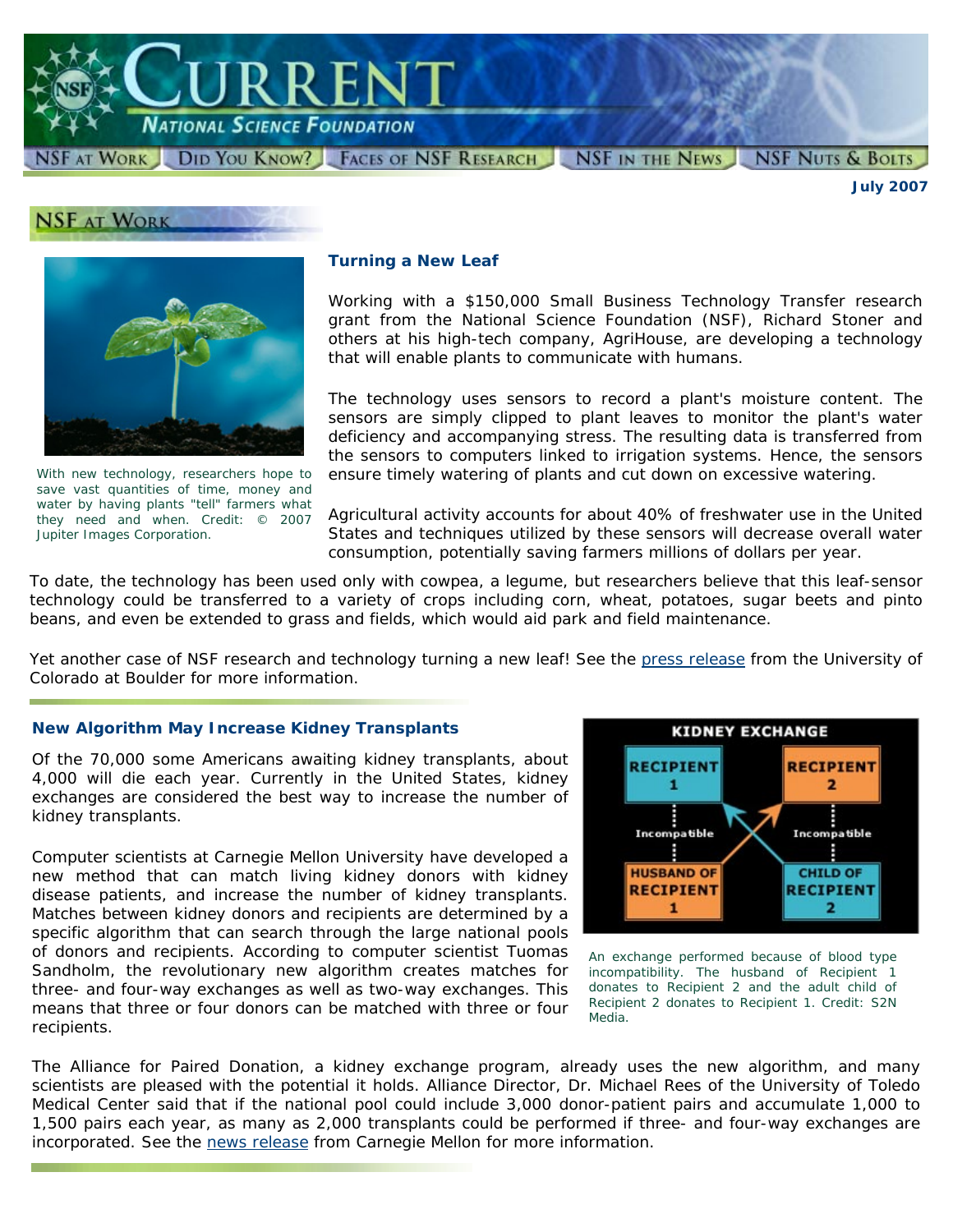# CURRENT

NATIONAL SCIENCE FOUNDATION

NSF AT WORK | DID YOU KNOW? | FACES OF NSF RESEARCH | NSF IN THE NEWS | NSF NUTS & BOLTS

**July 2007**

## NSF AT WORK

### Turning a New Leaf

With new technology, researchers hope to save vast quantities of time, money and water by having plants "tell" farmers what they need and when. Credit: © 2007 Jupiter Images Corporation.

Working with a $150,000 Small Business Technology Transfer research grant from the National Science Foundation (NSF), Richard Stoner and others at his high-tech company, AgriHouse, are developing a technology that will enable plants to communicate with humans.

The technology uses sensors to record a plant's moisture content. The sensors are simply clipped to plant leaves to monitor the plant's water deficiency and accompanying stress. The resulting data is transferred from the sensors to computers linked to irrigation systems. Hence, the sensors ensure timely watering of plants and cut down on excessive watering.

Agricultural activity accounts for about 40% of freshwater use in the United States and techniques utilized by these sensors will decrease overall water consumption, potentially saving farmers millions of dollars per year.

To date, the technology has been used only with cowpea, a legume, but researchers believe that this leaf-sensor technology could be transferred to a variety of crops including corn, wheat, potatoes, sugar beets and pinto beans, and even be extended to grass and fields, which would aid park and field maintenance.

Yet another case of NSF research and technology turning a new leaf! See the press release from the University of Colorado at Boulder for more information.

### New Algorithm May Increase Kidney Transplants

Of the 70,000 some Americans awaiting kidney transplants, about 4,000 will die each year. Currently in the United States, kidney exchanges are considered the best way to increase the number of kidney transplants.

Computer scientists at Carnegie Mellon University have developed a new method that can match living kidney donors with kidney disease patients, and increase the number of kidney transplants. Matches between kidney donors and recipients are determined by a specific algorithm that can search through the large national pools of donors and recipients. According to computer scientist Tuomas Sandholm, the revolutionary new algorithm creates matches for three- and four-way exchanges as well as two-way exchanges. This means that three or four donors can be matched with three or four recipients.

KIDNEY EXCHANGE: RECIPIENT 1 — Incompatible — HUSBAND OF RECIPIENT 1; RECIPIENT 2 — Incompatible — CHILD OF RECIPIENT 2

An exchange performed because of blood type incompatibility. The husband of Recipient 1 donates to Recipient 2 and the adult child of Recipient 2 donates to Recipient 1. Credit: S2N Media.

The Alliance for Paired Donation, a kidney exchange program, already uses the new algorithm, and many scientists are pleased with the potential it holds. Alliance Director, Dr. Michael Rees of the University of Toledo Medical Center said that if the national pool could include 3,000 donor-patient pairs and accumulate 1,000 to 1,500 pairs each year, as many as 2,000 transplants could be performed if three- and four-way exchanges are incorporated. See the news release from Carnegie Mellon for more information.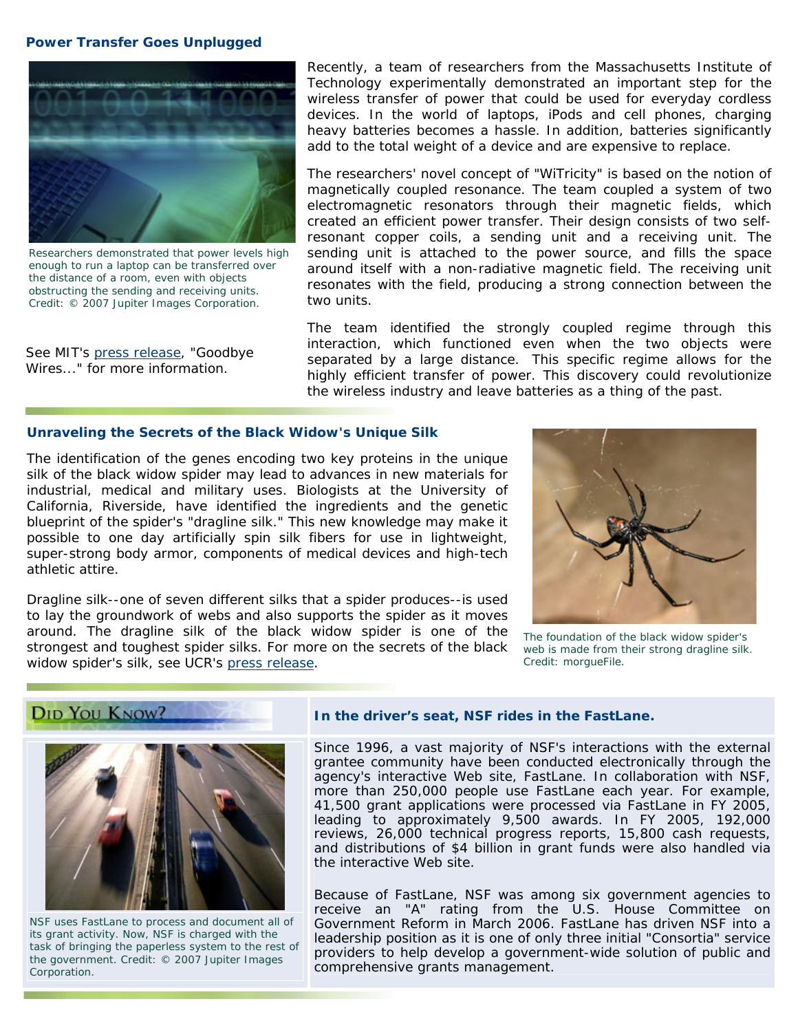### Power Transfer Goes Unplugged

Researchers demonstrated that power levels high enough to run a laptop can be transferred over the distance of a room, even with objects obstructing the sending and receiving units. Credit: © 2007 Jupiter Images Corporation.

Recently, a team of researchers from the Massachusetts Institute of Technology experimentally demonstrated an important step for the wireless transfer of power that could be used for everyday cordless devices. In the world of laptops, iPods and cell phones, charging heavy batteries becomes a hassle. In addition, batteries significantly add to the total weight of a device and are expensive to replace.

The researchers' novel concept of "WiTricity" is based on the notion of magnetically coupled resonance. The team coupled a system of two electromagnetic resonators through their magnetic fields, which created an efficient power transfer. Their design consists of two self-resonant copper coils, a sending unit and a receiving unit. The sending unit is attached to the power source, and fills the space around itself with a non-radiative magnetic field. The receiving unit resonates with the field, producing a strong connection between the two units.

The team identified the strongly coupled regime through this interaction, which functioned even when the two objects were separated by a large distance. This specific regime allows for the highly efficient transfer of power. This discovery could revolutionize the wireless industry and leave batteries as a thing of the past.

See MIT's press release, "Goodbye Wires..." for more information.

### Unraveling the Secrets of the Black Widow's Unique Silk

The identification of the genes encoding two key proteins in the unique silk of the black widow spider may lead to advances in new materials for industrial, medical and military uses. Biologists at the University of California, Riverside, have identified the ingredients and the genetic blueprint of the spider's "dragline silk." This new knowledge may make it possible to one day artificially spin silk fibers for use in lightweight, super-strong body armor, components of medical devices and high-tech athletic attire.

Dragline silk--one of seven different silks that a spider produces--is used to lay the groundwork of webs and also supports the spider as it moves around. The dragline silk of the black widow spider is one of the strongest and toughest spider silks. For more on the secrets of the black widow spider's silk, see UCR's press release.

The foundation of the black widow spider's web is made from their strong dragline silk. Credit: morgueFile.

### Did You Know?

NSF uses FastLane to process and document all of its grant activity. Now, NSF is charged with the task of bringing the paperless system to the rest of the government. Credit: © 2007 Jupiter Images Corporation.

**In the driver's seat, NSF rides in the FastLane.**

Since 1996, a vast majority of NSF's interactions with the external grantee community have been conducted electronically through the agency's interactive Web site, FastLane. In collaboration with NSF, more than 250,000 people use FastLane each year. For example, 41,500 grant applications were processed via FastLane in FY 2005, leading to approximately 9,500 awards. In FY 2005, 192,000 reviews, 26,000 technical progress reports, 15,800 cash requests, and distributions of $4 billion in grant funds were also handled via the interactive Web site.

Because of FastLane, NSF was among six government agencies to receive an "A" rating from the U.S. House Committee on Government Reform in March 2006. FastLane has driven NSF into a leadership position as it is one of only three initial "Consortia" service providers to help develop a government-wide solution of public and comprehensive grants management.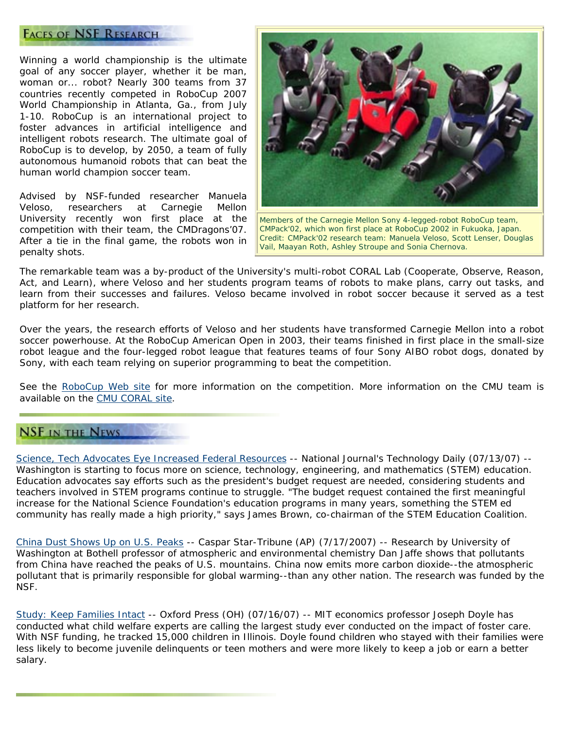## Faces of NSF Research

Winning a world championship is the ultimate goal of any soccer player, whether it be man, woman or... robot? Nearly 300 teams from 37 countries recently competed in RoboCup 2007 World Championship in Atlanta, Ga., from July 1-10. RoboCup is an international project to foster advances in artificial intelligence and intelligent robots research. The ultimate goal of RoboCup is to develop, by 2050, a team of fully autonomous humanoid robots that can beat the human world champion soccer team.

Advised by NSF-funded researcher Manuela Veloso, researchers at Carnegie Mellon University recently won first place at the competition with their team, the CMDragons'07. After a tie in the final game, the robots won in penalty shots.

Members of the Carnegie Mellon Sony 4-legged-robot RoboCup team, CMPack'02, which won first place at RoboCup 2002 in Fukuoka, Japan. Credit: CMPack'02 research team: Manuela Veloso, Scott Lenser, Douglas Vail, Maayan Roth, Ashley Stroupe and Sonia Chernova.

The remarkable team was a by-product of the University's multi-robot CORAL Lab (Cooperate, Observe, Reason, Act, and Learn), where Veloso and her students program teams of robots to make plans, carry out tasks, and learn from their successes and failures. Veloso became involved in robot soccer because it served as a test platform for her research.

Over the years, the research efforts of Veloso and her students have transformed Carnegie Mellon into a robot soccer powerhouse. At the RoboCup American Open in 2003, their teams finished in first place in the small-size robot league and the four-legged robot league that features teams of four Sony AIBO robot dogs, donated by Sony, with each team relying on superior programming to beat the competition.

See the RoboCup Web site for more information on the competition. More information on the CMU team is available on the CMU CORAL site.

## NSF in the News

Science, Tech Advocates Eye Increased Federal Resources -- National Journal's Technology Daily (07/13/07) -- Washington is starting to focus more on science, technology, engineering, and mathematics (STEM) education. Education advocates say efforts such as the president's budget request are needed, considering students and teachers involved in STEM programs continue to struggle. "The budget request contained the first meaningful increase for the National Science Foundation's education programs in many years, something the STEM ed community has really made a high priority," says James Brown, co-chairman of the STEM Education Coalition.

China Dust Shows Up on U.S. Peaks -- Caspar Star-Tribune (AP) (7/17/2007) -- Research by University of Washington at Bothell professor of atmospheric and environmental chemistry Dan Jaffe shows that pollutants from China have reached the peaks of U.S. mountains. China now emits more carbon dioxide--the atmospheric pollutant that is primarily responsible for global warming--than any other nation. The research was funded by the NSF.

Study: Keep Families Intact -- Oxford Press (OH) (07/16/07) -- MIT economics professor Joseph Doyle has conducted what child welfare experts are calling the largest study ever conducted on the impact of foster care. With NSF funding, he tracked 15,000 children in Illinois. Doyle found children who stayed with their families were less likely to become juvenile delinquents or teen mothers and were more likely to keep a job or earn a better salary.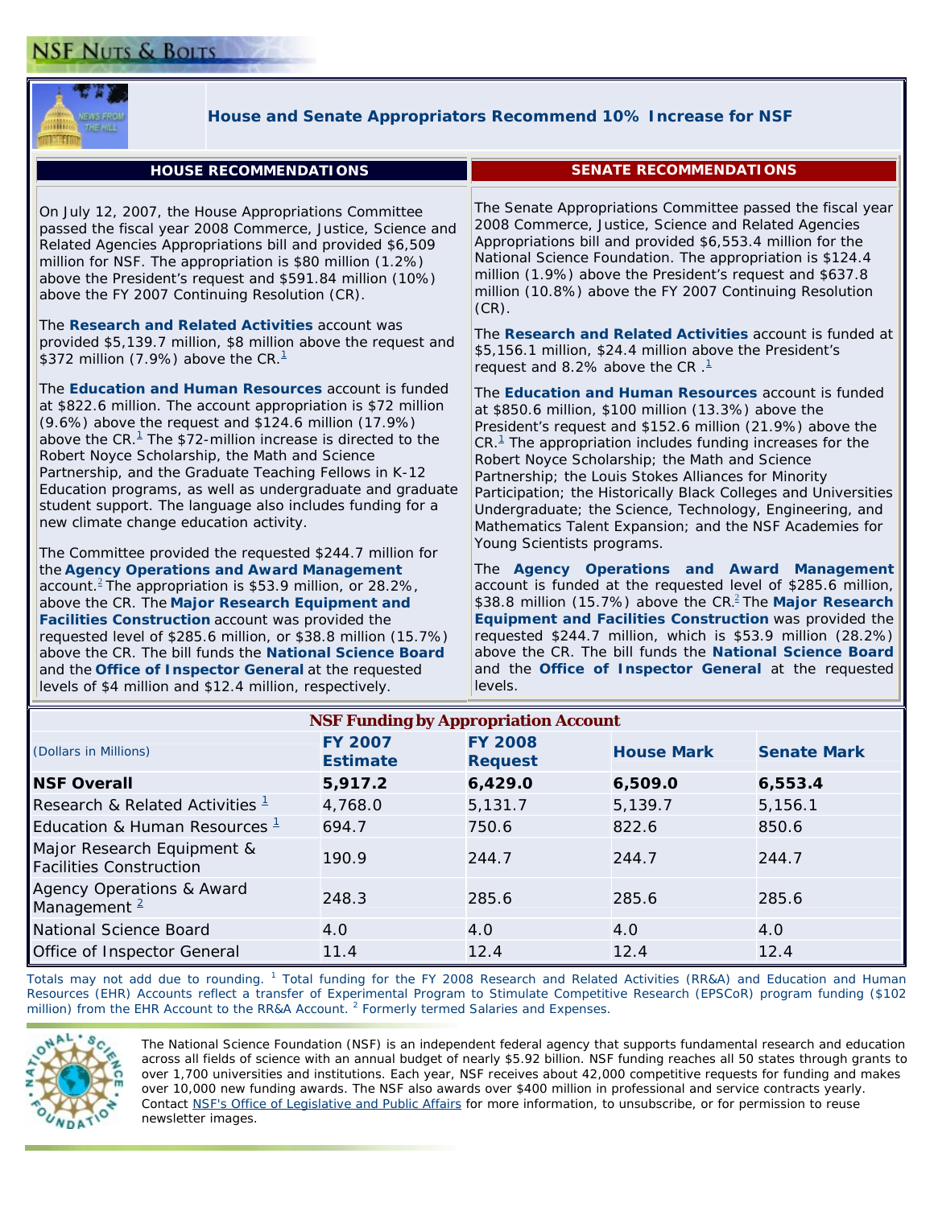NSF NUTS & BOLTS

## House and Senate Appropriators Recommend 10% Increase for NSF

### HOUSE RECOMMENDATIONS

On July 12, 2007, the House Appropriations Committee passed the fiscal year 2008 Commerce, Justice, Science and Related Agencies Appropriations bill and provided $6,509 million for NSF. The appropriation is $80 million (1.2%) above the President's request and $591.84 million (10%) above the FY 2007 Continuing Resolution (CR).

The **Research and Related Activities** account was provided $5,139.7 million, $8 million above the request and $372 million (7.9%) above the CR.[1]

The **Education and Human Resources** account is funded at $822.6 million. The account appropriation is $72 million (9.6%) above the request and $124.6 million (17.9%) above the CR.[1] The $72-million increase is directed to the Robert Noyce Scholarship, the Math and Science Partnership, and the Graduate Teaching Fellows in K-12 Education programs, as well as undergraduate and graduate student support. The language also includes funding for a new climate change education activity.

The Committee provided the requested $244.7 million for the **Agency Operations and Award Management** account.[2] The appropriation is $53.9 million, or 28.2%, above the CR. The **Major Research Equipment and Facilities Construction** account was provided the requested level of $285.6 million, or $38.8 million (15.7%) above the CR. The bill funds the **National Science Board** and the **Office of Inspector General** at the requested levels of $4 million and $12.4 million, respectively.

### SENATE RECOMMENDATIONS

The Senate Appropriations Committee passed the fiscal year 2008 Commerce, Justice, Science and Related Agencies Appropriations bill and provided $6,553.4 million for the National Science Foundation. The appropriation is $124.4 million (1.9%) above the President's request and $637.8 million (10.8%) above the FY 2007 Continuing Resolution (CR).

The **Research and Related Activities** account is funded at $5,156.1 million, $24.4 million above the President's request and 8.2% above the CR .[1]

The **Education and Human Resources** account is funded at $850.6 million, $100 million (13.3%) above the President's request and $152.6 million (21.9%) above the CR.[1] The appropriation includes funding increases for the Robert Noyce Scholarship; the Math and Science Partnership; the Louis Stokes Alliances for Minority Participation; the Historically Black Colleges and Universities Undergraduate; the Science, Technology, Engineering, and Mathematics Talent Expansion; and the NSF Academies for Young Scientists programs.

The **Agency Operations and Award Management** account is funded at the requested level of $285.6 million, $38.8 million (15.7%) above the CR.[2] The **Major Research Equipment and Facilities Construction** was provided the requested $244.7 million, which is $53.9 million (28.2%) above the CR. The bill funds the **National Science Board** and the **Office of Inspector General** at the requested levels.

### NSF Funding by Appropriation Account

| (Dollars in Millions) | FY 2007 Estimate | FY 2008 Request | House Mark | Senate Mark |
|---|---|---|---|---|
| **NSF Overall** | **5,917.2** | **6,429.0** | **6,509.0** | **6,553.4** |
| Research & Related Activities [1] | 4,768.0 | 5,131.7 | 5,139.7 | 5,156.1 |
| Education & Human Resources [1] | 694.7 | 750.6 | 822.6 | 850.6 |
| Major Research Equipment & Facilities Construction | 190.9 | 244.7 | 244.7 | 244.7 |
| Agency Operations & Award Management [2] | 248.3 | 285.6 | 285.6 | 285.6 |
| National Science Board | 4.0 | 4.0 | 4.0 | 4.0 |
| Office of Inspector General | 11.4 | 12.4 | 12.4 | 12.4 |

Totals may not add due to rounding. [1] Total funding for the FY 2008 Research and Related Activities (RR&A) and Education and Human Resources (EHR) Accounts reflect a transfer of Experimental Program to Stimulate Competitive Research (EPSCoR) program funding ($102 million) from the EHR Account to the RR&A Account. [2] Formerly termed Salaries and Expenses.

The National Science Foundation (NSF) is an independent federal agency that supports fundamental research and education across all fields of science with an annual budget of nearly $5.92 billion. NSF funding reaches all 50 states through grants to over 1,700 universities and institutions. Each year, NSF receives about 42,000 competitive requests for funding and makes over 10,000 new funding awards. The NSF also awards over $400 million in professional and service contracts yearly. Contact NSF's Office of Legislative and Public Affairs for more information, to unsubscribe, or for permission to reuse newsletter images.